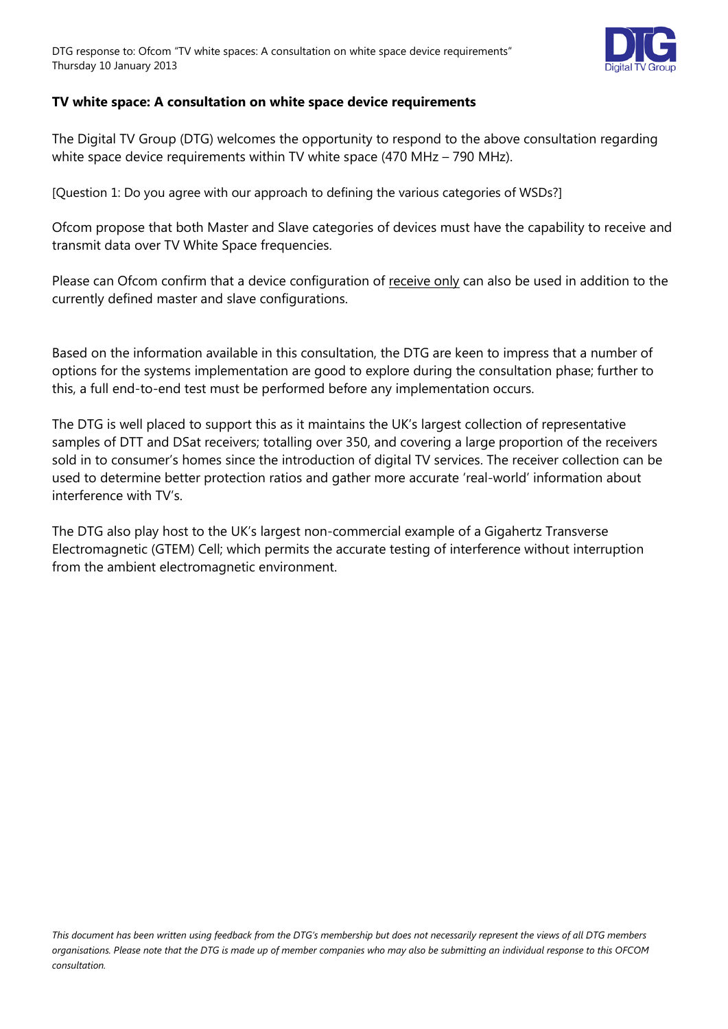# TV white space: A consultation on white space device requirements

The Digital TV Group (DTG) welcomes the opportunity to respond to the above consultation regarding white space device requirements within TV white space (470 MHz – 790 MHz).

[Question 1: Do you agree with our approach to defining the various categories of WSDs?]

Ofcom propose that both Master and Slave categories of devices must have the capability to receive and transmit data over TV White Space frequencies.

Please can Ofcom confirm that a device configuration of <u>receive only</u> can also be used in addition to the currently defined master and slave configurations.

Based on the information available in this consultation, the DTG are keen to impress that a number of options for the systems implementation are good to explore during the consultation phase; further to this, a full end-to-end test must be performed before any implementation occurs.

The DTG is well placed to support this as it maintains the UK's largest collection of representative samples of DTT and DSat receivers; totalling over 350, and covering a large proportion of the receivers sold in to consumer's homes since the introduction of digital TV services. The receiver collection can be used to determine better protection ratios and gather more accurate 'real-world' information about interference with TV's.

The DTG also play host to the UK's largest non-commercial example of a Gigahertz Transverse Electromagnetic (GTEM) Cell; which permits the accurate testing of interference without interruption from the ambient electromagnetic environment.

*This document has been written using feedback from the DTG's membership but does not necessarily represent the views of all DTG members organisations. Please note that the DTG is made up of member companies who may also be submitting an individual response to this OFCOM consultation.*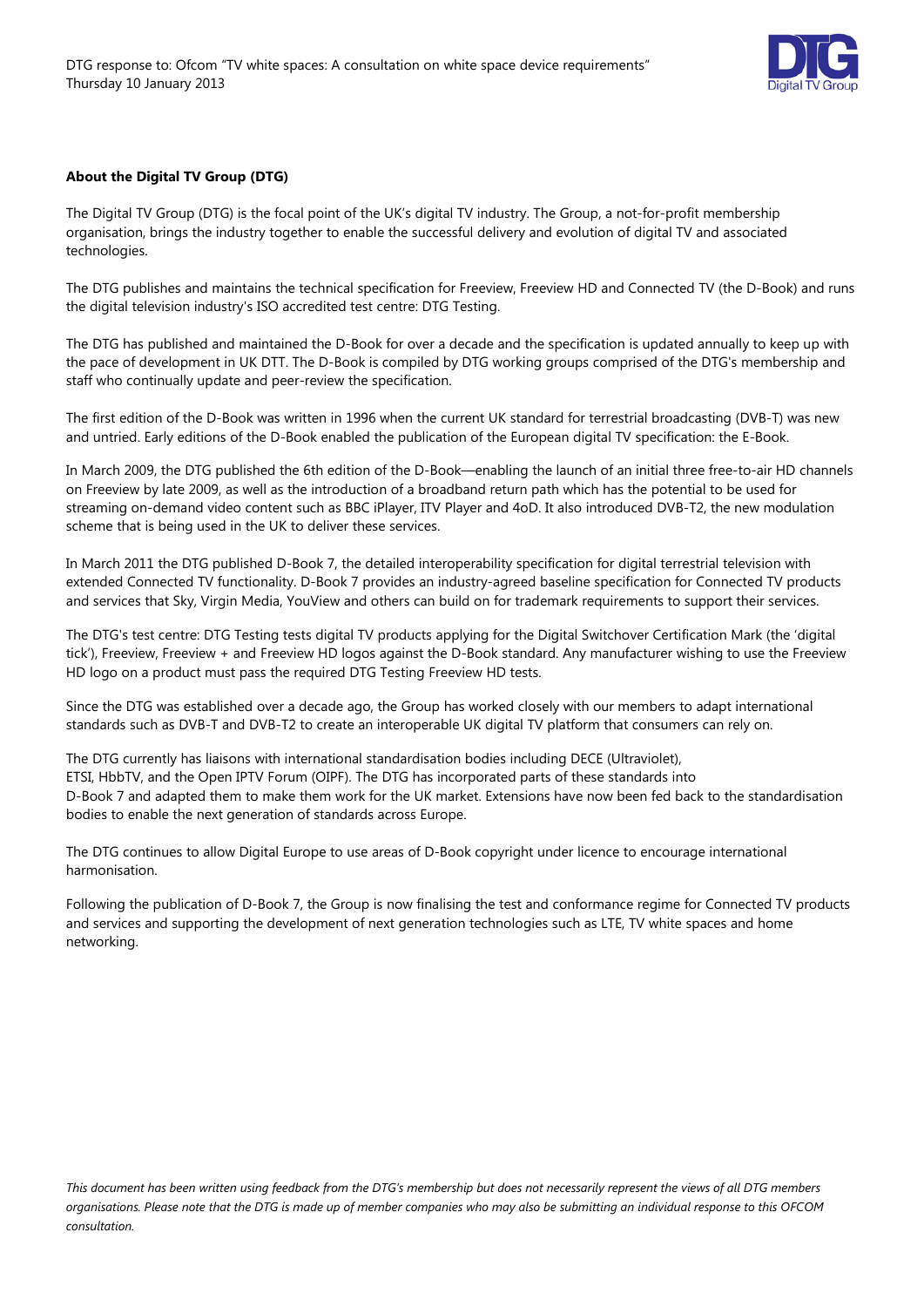DTG response to: Ofcom "TV white spaces: A consultation on white space device requirements"
Thursday 10 January 2013

**About the Digital TV Group (DTG)**

The Digital TV Group (DTG) is the focal point of the UK's digital TV industry. The Group, a not-for-profit membership organisation, brings the industry together to enable the successful delivery and evolution of digital TV and associated technologies.

The DTG publishes and maintains the technical specification for Freeview, Freeview HD and Connected TV (the D-Book) and runs the digital television industry's ISO accredited test centre: DTG Testing.

The DTG has published and maintained the D-Book for over a decade and the specification is updated annually to keep up with the pace of development in UK DTT. The D-Book is compiled by DTG working groups comprised of the DTG's membership and staff who continually update and peer-review the specification.

The first edition of the D-Book was written in 1996 when the current UK standard for terrestrial broadcasting (DVB-T) was new and untried. Early editions of the D-Book enabled the publication of the European digital TV specification: the E-Book.

In March 2009, the DTG published the 6th edition of the D-Book—enabling the launch of an initial three free-to-air HD channels on Freeview by late 2009, as well as the introduction of a broadband return path which has the potential to be used for streaming on-demand video content such as BBC iPlayer, ITV Player and 4oD. It also introduced DVB-T2, the new modulation scheme that is being used in the UK to deliver these services.

In March 2011 the DTG published D-Book 7, the detailed interoperability specification for digital terrestrial television with extended Connected TV functionality. D-Book 7 provides an industry-agreed baseline specification for Connected TV products and services that Sky, Virgin Media, YouView and others can build on for trademark requirements to support their services.

The DTG's test centre: DTG Testing tests digital TV products applying for the Digital Switchover Certification Mark (the 'digital tick'), Freeview, Freeview + and Freeview HD logos against the D-Book standard. Any manufacturer wishing to use the Freeview HD logo on a product must pass the required DTG Testing Freeview HD tests.

Since the DTG was established over a decade ago, the Group has worked closely with our members to adapt international standards such as DVB-T and DVB-T2 to create an interoperable UK digital TV platform that consumers can rely on.

The DTG currently has liaisons with international standardisation bodies including DECE (Ultraviolet), ETSI, HbbTV, and the Open IPTV Forum (OIPF). The DTG has incorporated parts of these standards into D-Book 7 and adapted them to make them work for the UK market. Extensions have now been fed back to the standardisation bodies to enable the next generation of standards across Europe.

The DTG continues to allow Digital Europe to use areas of D-Book copyright under licence to encourage international harmonisation.

Following the publication of D-Book 7, the Group is now finalising the test and conformance regime for Connected TV products and services and supporting the development of next generation technologies such as LTE, TV white spaces and home networking.

*This document has been written using feedback from the DTG's membership but does not necessarily represent the views of all DTG members organisations. Please note that the DTG is made up of member companies who may also be submitting an individual response to this OFCOM consultation.*